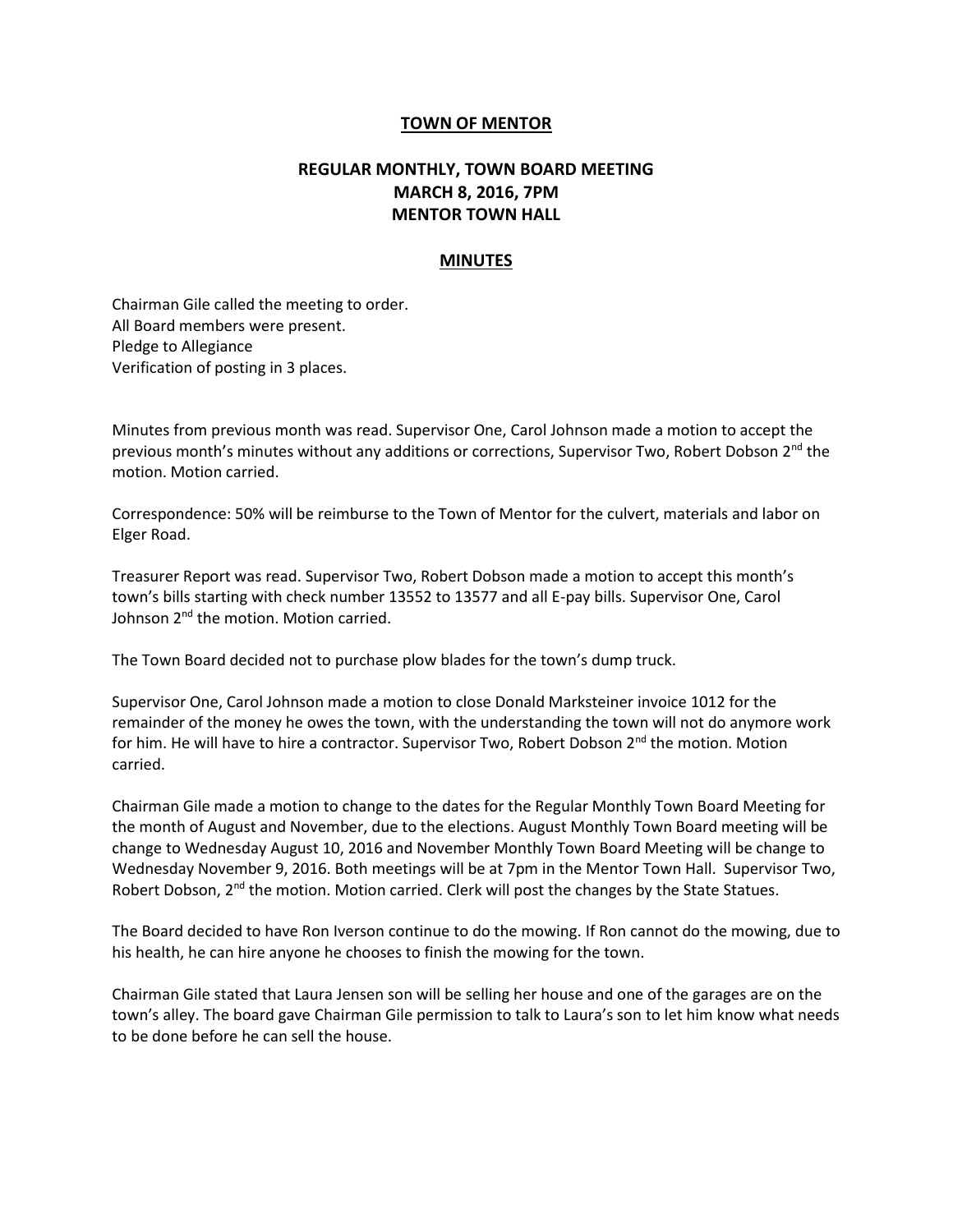# TOWN OF MENTOR

## REGULAR MONTHLY, TOWN BOARD MEETING
## MARCH 8, 2016, 7PM
## MENTOR TOWN HALL

## MINUTES

Chairman Gile called the meeting to order.
All Board members were present.
Pledge to Allegiance
Verification of posting in 3 places.

Minutes from previous month was read. Supervisor One, Carol Johnson made a motion to accept the previous month's minutes without any additions or corrections, Supervisor Two, Robert Dobson 2nd the motion. Motion carried.

Correspondence: 50% will be reimburse to the Town of Mentor for the culvert, materials and labor on Elger Road.

Treasurer Report was read. Supervisor Two, Robert Dobson made a motion to accept this month's town's bills starting with check number 13552 to 13577 and all E-pay bills. Supervisor One, Carol Johnson 2nd the motion. Motion carried.

The Town Board decided not to purchase plow blades for the town's dump truck.

Supervisor One, Carol Johnson made a motion to close Donald Marksteiner invoice 1012 for the remainder of the money he owes the town, with the understanding the town will not do anymore work for him. He will have to hire a contractor. Supervisor Two, Robert Dobson 2nd the motion. Motion carried.

Chairman Gile made a motion to change to the dates for the Regular Monthly Town Board Meeting for the month of August and November, due to the elections. August Monthly Town Board meeting will be change to Wednesday August 10, 2016 and November Monthly Town Board Meeting will be change to Wednesday November 9, 2016. Both meetings will be at 7pm in the Mentor Town Hall. Supervisor Two, Robert Dobson, 2nd the motion. Motion carried. Clerk will post the changes by the State Statues.

The Board decided to have Ron Iverson continue to do the mowing. If Ron cannot do the mowing, due to his health, he can hire anyone he chooses to finish the mowing for the town.

Chairman Gile stated that Laura Jensen son will be selling her house and one of the garages are on the town's alley. The board gave Chairman Gile permission to talk to Laura's son to let him know what needs to be done before he can sell the house.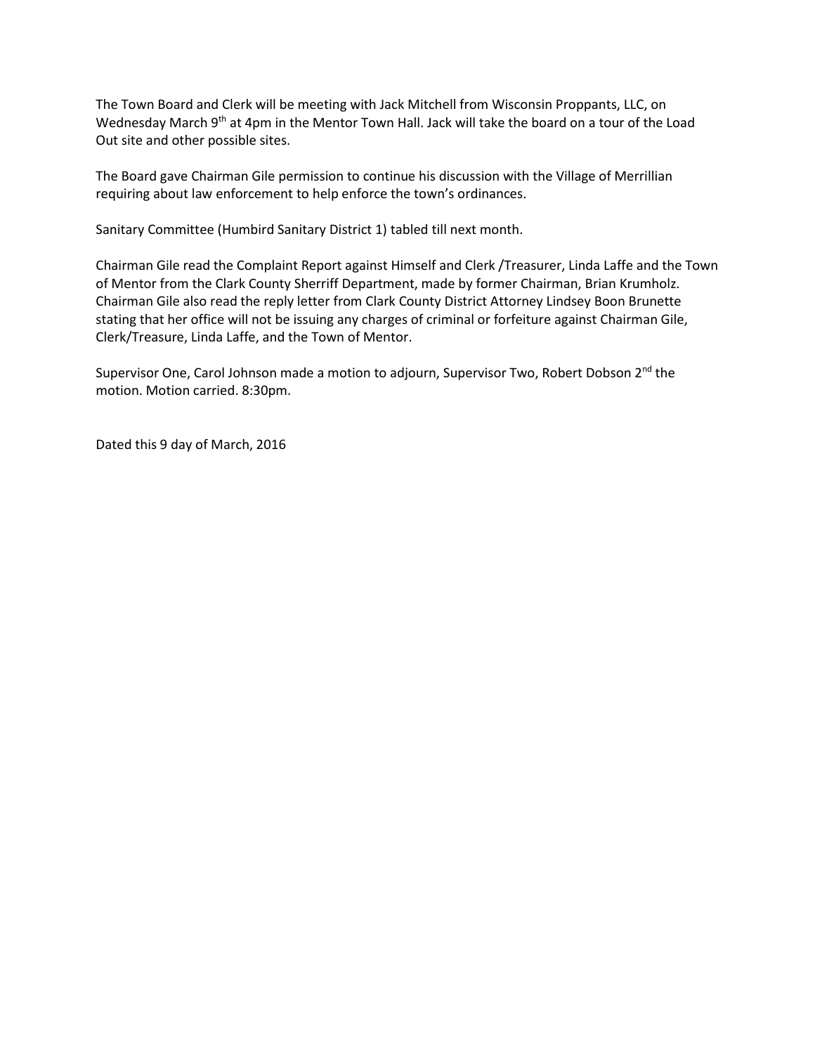The Town Board and Clerk will be meeting with Jack Mitchell from Wisconsin Proppants, LLC, on Wednesday March 9th at 4pm in the Mentor Town Hall. Jack will take the board on a tour of the Load Out site and other possible sites.

The Board gave Chairman Gile permission to continue his discussion with the Village of Merrillian requiring about law enforcement to help enforce the town's ordinances.

Sanitary Committee (Humbird Sanitary District 1) tabled till next month.

Chairman Gile read the Complaint Report against Himself and Clerk /Treasurer, Linda Laffe and the Town of Mentor from the Clark County Sherriff Department, made by former Chairman, Brian Krumholz. Chairman Gile also read the reply letter from Clark County District Attorney Lindsey Boon Brunette stating that her office will not be issuing any charges of criminal or forfeiture against Chairman Gile, Clerk/Treasure, Linda Laffe, and the Town of Mentor.

Supervisor One, Carol Johnson made a motion to adjourn, Supervisor Two, Robert Dobson 2nd the motion. Motion carried. 8:30pm.

Dated this 9 day of March, 2016